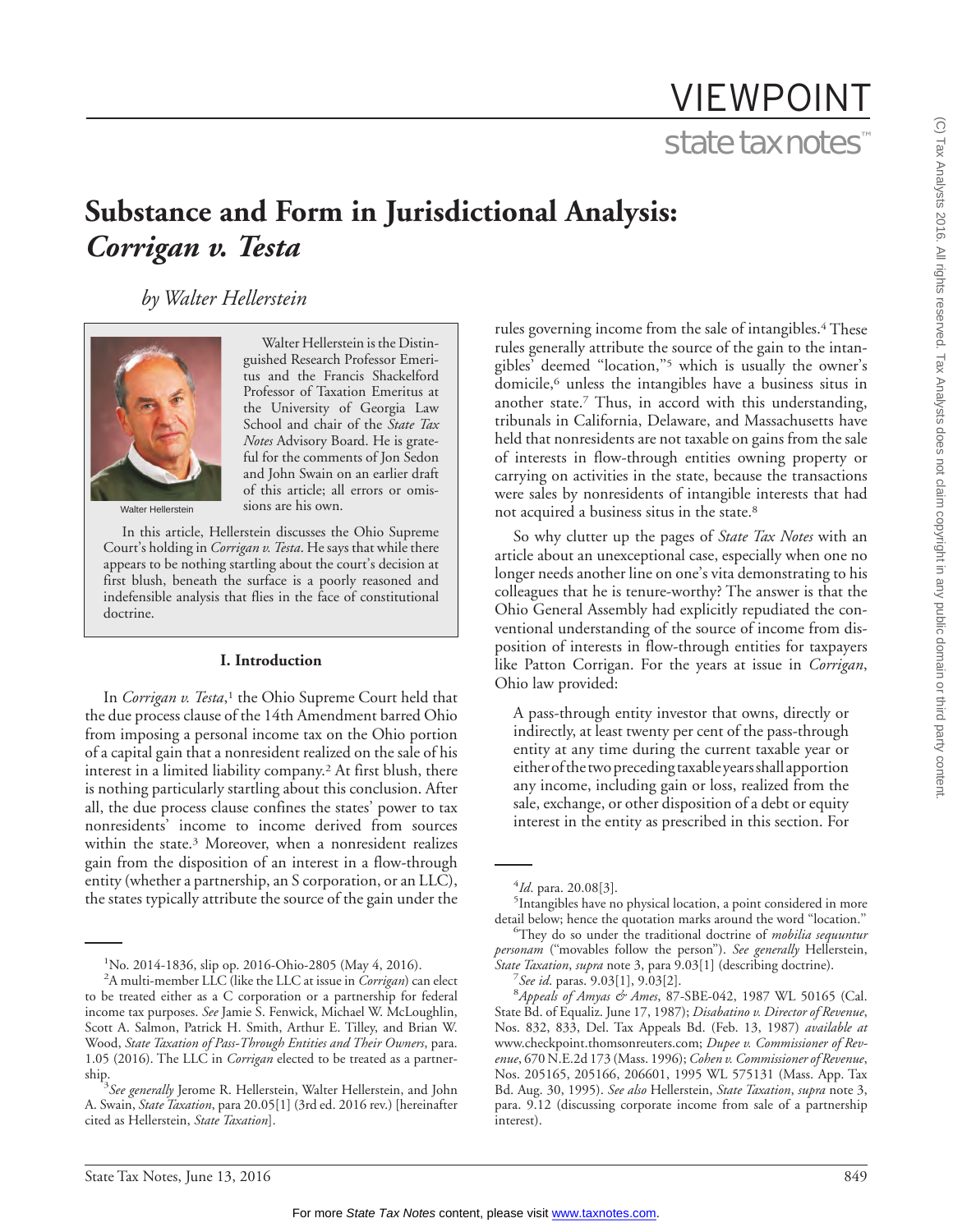VIEWPOINT

state tax notes™

# Substance and Form in Jurisdictional Analysis: *Corrigan v. Testa*

*by Walter Hellerstein*

Walter Hellerstein

Walter Hellerstein is the Distinguished Research Professor Emeritus and the Francis Shackelford Professor of Taxation Emeritus at the University of Georgia Law School and chair of the *State Tax Notes* Advisory Board. He is grateful for the comments of Jon Sedon and John Swain on an earlier draft of this article; all errors or omissions are his own.

In this article, Hellerstein discusses the Ohio Supreme Court's holding in *Corrigan v. Testa*. He says that while there appears to be nothing startling about the court's decision at first blush, beneath the surface is a poorly reasoned and indefensible analysis that flies in the face of constitutional doctrine.

### I. Introduction

In *Corrigan v. Testa*,[1] the Ohio Supreme Court held that the due process clause of the 14th Amendment barred Ohio from imposing a personal income tax on the Ohio portion of a capital gain that a nonresident realized on the sale of his interest in a limited liability company.[2] At first blush, there is nothing particularly startling about this conclusion. After all, the due process clause confines the states' power to tax nonresidents' income to income derived from sources within the state.[3] Moreover, when a nonresident realizes gain from the disposition of an interest in a flow-through entity (whether a partnership, an S corporation, or an LLC), the states typically attribute the source of the gain under the rules governing income from the sale of intangibles.[4] These rules generally attribute the source of the gain to the intangibles' deemed "location,"[5] which is usually the owner's domicile,[6] unless the intangibles have a business situs in another state.[7] Thus, in accord with this understanding, tribunals in California, Delaware, and Massachusetts have held that nonresidents are not taxable on gains from the sale of interests in flow-through entities owning property or carrying on activities in the state, because the transactions were sales by nonresidents of intangible interests that had not acquired a business situs in the state.[8]

So why clutter up the pages of *State Tax Notes* with an article about an unexceptional case, especially when one no longer needs another line on one's vita demonstrating to his colleagues that he is tenure-worthy? The answer is that the Ohio General Assembly had explicitly repudiated the conventional understanding of the source of income from disposition of interests in flow-through entities for taxpayers like Patton Corrigan. For the years at issue in *Corrigan*, Ohio law provided:

> A pass-through entity investor that owns, directly or indirectly, at least twenty per cent of the pass-through entity at any time during the current taxable year or either of the two preceding taxable years shall apportion any income, including gain or loss, realized from the sale, exchange, or other disposition of a debt or equity interest in the entity as prescribed in this section. For

---

[1]No. 2014-1836, slip op. 2016-Ohio-2805 (May 4, 2016).

[2]A multi-member LLC (like the LLC at issue in *Corrigan*) can elect to be treated either as a C corporation or a partnership for federal income tax purposes. *See* Jamie S. Fenwick, Michael W. McLoughlin, Scott A. Salmon, Patrick H. Smith, Arthur E. Tilley, and Brian W. Wood, *State Taxation of Pass-Through Entities and Their Owners*, para. 1.05 (2016). The LLC in *Corrigan* elected to be treated as a partnership.

[3]*See generally* Jerome R. Hellerstein, Walter Hellerstein, and John A. Swain, *State Taxation*, para 20.05[1] (3rd ed. 2016 rev.) [hereinafter cited as Hellerstein, *State Taxation*].

[4]*Id*. para. 20.08[3].

[5]Intangibles have no physical location, a point considered in more detail below; hence the quotation marks around the word "location."

[6]They do so under the traditional doctrine of *mobilia sequuntur personam* ("movables follow the person"). *See generally* Hellerstein, *State Taxation*, *supra* note 3, para 9.03[1] (describing doctrine).

[7]*See id*. paras. 9.03[1], 9.03[2].

[8]*Appeals of Amyas & Ames*, 87-SBE-042, 1987 WL 50165 (Cal. State Bd. of Equaliz. June 17, 1987); *Disabatino v. Director of Revenue*, Nos. 832, 833, Del. Tax Appeals Bd. (Feb. 13, 1987) *available at* www.checkpoint.thomsonreuters.com; *Dupee v. Commissioner of Revenue*, 670 N.E.2d 173 (Mass. 1996); *Cohen v. Commissioner of Revenue*, Nos. 205165, 205166, 206601, 1995 WL 575131 (Mass. App. Tax Bd. Aug. 30, 1995). *See also* Hellerstein, *State Taxation*, *supra* note 3, para. 9.12 (discussing corporate income from sale of a partnership interest).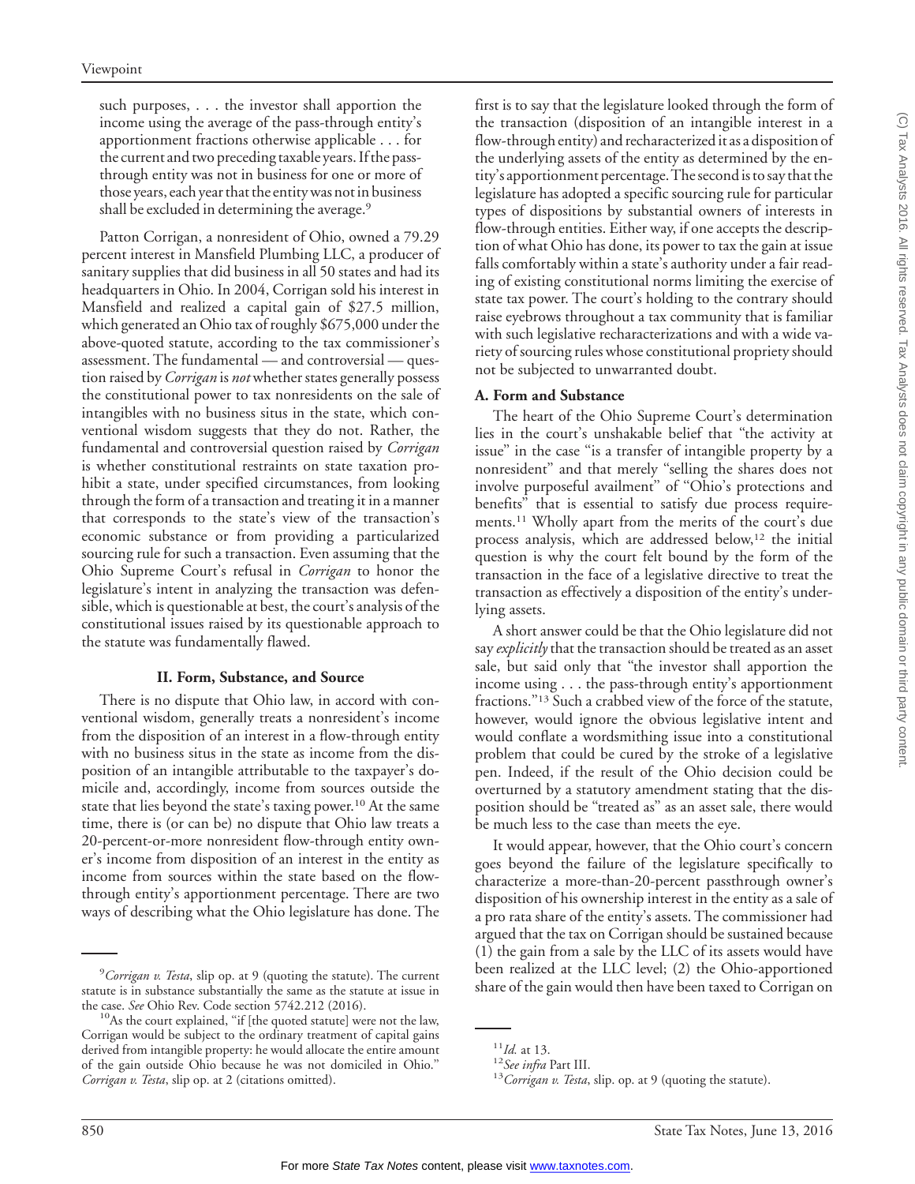> such purposes, . . . the investor shall apportion the income using the average of the pass-through entity's apportionment fractions otherwise applicable . . . for the current and two preceding taxable years. If the pass-through entity was not in business for one or more of those years, each year that the entity was not in business shall be excluded in determining the average.[9]

Patton Corrigan, a nonresident of Ohio, owned a 79.29 percent interest in Mansfield Plumbing LLC, a producer of sanitary supplies that did business in all 50 states and had its headquarters in Ohio. In 2004, Corrigan sold his interest in Mansfield and realized a capital gain of $27.5 million, which generated an Ohio tax of roughly $675,000 under the above-quoted statute, according to the tax commissioner's assessment. The fundamental — and controversial — question raised by *Corrigan* is *not* whether states generally possess the constitutional power to tax nonresidents on the sale of intangibles with no business situs in the state, which conventional wisdom suggests that they do not. Rather, the fundamental and controversial question raised by *Corrigan* is whether constitutional restraints on state taxation prohibit a state, under specified circumstances, from looking through the form of a transaction and treating it in a manner that corresponds to the state's view of the transaction's economic substance or from providing a particularized sourcing rule for such a transaction. Even assuming that the Ohio Supreme Court's refusal in *Corrigan* to honor the legislature's intent in analyzing the transaction was defensible, which is questionable at best, the court's analysis of the constitutional issues raised by its questionable approach to the statute was fundamentally flawed.

## II. Form, Substance, and Source

There is no dispute that Ohio law, in accord with conventional wisdom, generally treats a nonresident's income from the disposition of an interest in a flow-through entity with no business situs in the state as income from the disposition of an intangible attributable to the taxpayer's domicile and, accordingly, income from sources outside the state that lies beyond the state's taxing power.[10] At the same time, there is (or can be) no dispute that Ohio law treats a 20-percent-or-more nonresident flow-through entity owner's income from disposition of an interest in the entity as income from sources within the state based on the flow-through entity's apportionment percentage. There are two ways of describing what the Ohio legislature has done. The first is to say that the legislature looked through the form of the transaction (disposition of an intangible interest in a flow-through entity) and recharacterized it as a disposition of the underlying assets of the entity as determined by the entity's apportionment percentage. The second is to say that the legislature has adopted a specific sourcing rule for particular types of dispositions by substantial owners of interests in flow-through entities. Either way, if one accepts the description of what Ohio has done, its power to tax the gain at issue falls comfortably within a state's authority under a fair reading of existing constitutional norms limiting the exercise of state tax power. The court's holding to the contrary should raise eyebrows throughout a tax community that is familiar with such legislative recharacterizations and with a wide variety of sourcing rules whose constitutional propriety should not be subjected to unwarranted doubt.

### A. Form and Substance

The heart of the Ohio Supreme Court's determination lies in the court's unshakable belief that "the activity at issue" in the case "is a transfer of intangible property by a nonresident" and that merely "selling the shares does not involve purposeful availment" of "Ohio's protections and benefits" that is essential to satisfy due process requirements.[11] Wholly apart from the merits of the court's due process analysis, which are addressed below,[12] the initial question is why the court felt bound by the form of the transaction in the face of a legislative directive to treat the transaction as effectively a disposition of the entity's underlying assets.

A short answer could be that the Ohio legislature did not say *explicitly* that the transaction should be treated as an asset sale, but said only that "the investor shall apportion the income using . . . the pass-through entity's apportionment fractions."[13] Such a crabbed view of the force of the statute, however, would ignore the obvious legislative intent and would conflate a wordsmithing issue into a constitutional problem that could be cured by the stroke of a legislative pen. Indeed, if the result of the Ohio decision could be overturned by a statutory amendment stating that the disposition should be "treated as" as an asset sale, there would be much less to the case than meets the eye.

It would appear, however, that the Ohio court's concern goes beyond the failure of the legislature specifically to characterize a more-than-20-percent passthrough owner's disposition of his ownership interest in the entity as a sale of a pro rata share of the entity's assets. The commissioner had argued that the tax on Corrigan should be sustained because (1) the gain from a sale by the LLC of its assets would have been realized at the LLC level; (2) the Ohio-apportioned share of the gain would then have been taxed to Corrigan on

---

[9] *Corrigan v. Testa*, slip op. at 9 (quoting the statute). The current statute is in substance substantially the same as the statute at issue in the case. *See* Ohio Rev. Code section 5742.212 (2016).

[10] As the court explained, "if [the quoted statute] were not the law, Corrigan would be subject to the ordinary treatment of capital gains derived from intangible property: he would allocate the entire amount of the gain outside Ohio because he was not domiciled in Ohio." *Corrigan v. Testa*, slip op. at 2 (citations omitted).

[11] *Id.* at 13.

[12] *See infra* Part III.

[13] *Corrigan v. Testa*, slip. op. at 9 (quoting the statute).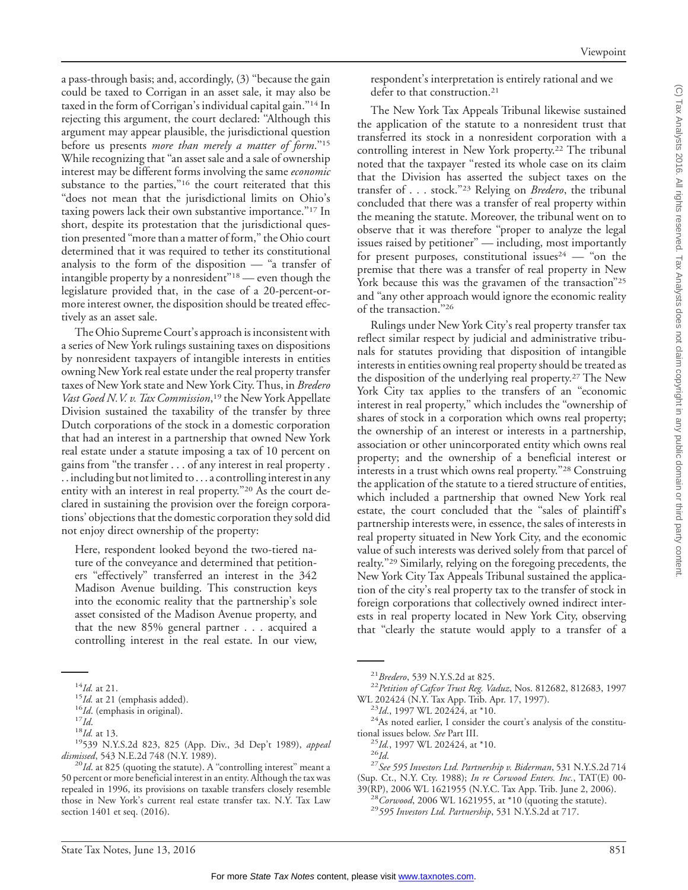a pass-through basis; and, accordingly, (3) "because the gain could be taxed to Corrigan in an asset sale, it may also be taxed in the form of Corrigan's individual capital gain."[14] In rejecting this argument, the court declared: "Although this argument may appear plausible, the jurisdictional question before us presents *more than merely a matter of form*."[15] While recognizing that "an asset sale and a sale of ownership interest may be different forms involving the same *economic* substance to the parties,"[16] the court reiterated that this "does not mean that the jurisdictional limits on Ohio's taxing powers lack their own substantive importance."[17] In short, despite its protestation that the jurisdictional question presented "more than a matter of form," the Ohio court determined that it was required to tether its constitutional analysis to the form of the disposition — "a transfer of intangible property by a nonresident"[18] — even though the legislature provided that, in the case of a 20-percent-or-more interest owner, the disposition should be treated effectively as an asset sale.

The Ohio Supreme Court's approach is inconsistent with a series of New York rulings sustaining taxes on dispositions by nonresident taxpayers of intangible interests in entities owning New York real estate under the real property transfer taxes of New York state and New York City. Thus, in *Bredero Vast Goed N.V. v. Tax Commission*,[19] the New York Appellate Division sustained the taxability of the transfer by three Dutch corporations of the stock in a domestic corporation that had an interest in a partnership that owned New York real estate under a statute imposing a tax of 10 percent on gains from "the transfer . . . of any interest in real property . . . including but not limited to . . . a controlling interest in any entity with an interest in real property."[20] As the court declared in sustaining the provision over the foreign corporations' objections that the domestic corporation they sold did not enjoy direct ownership of the property:

> Here, respondent looked beyond the two-tiered nature of the conveyance and determined that petitioners "effectively" transferred an interest in the 342 Madison Avenue building. This construction keys into the economic reality that the partnership's sole asset consisted of the Madison Avenue property, and that the new 85% general partner . . . acquired a controlling interest in the real estate. In our view, respondent's interpretation is entirely rational and we defer to that construction.[21]

The New York Tax Appeals Tribunal likewise sustained the application of the statute to a nonresident trust that transferred its stock in a nonresident corporation with a controlling interest in New York property.[22] The tribunal noted that the taxpayer "rested its whole case on its claim that the Division has asserted the subject taxes on the transfer of . . . stock."[23] Relying on *Bredero*, the tribunal concluded that there was a transfer of real property within the meaning the statute. Moreover, the tribunal went on to observe that it was therefore "proper to analyze the legal issues raised by petitioner" — including, most importantly for present purposes, constitutional issues[24] — "on the premise that there was a transfer of real property in New York because this was the gravamen of the transaction"[25] and "any other approach would ignore the economic reality of the transaction."[26]

Rulings under New York City's real property transfer tax reflect similar respect by judicial and administrative tribunals for statutes providing that disposition of intangible interests in entities owning real property should be treated as the disposition of the underlying real property.[27] The New York City tax applies to the transfers of an "economic interest in real property," which includes the "ownership of shares of stock in a corporation which owns real property; the ownership of an interest or interests in a partnership, association or other unincorporated entity which owns real property; and the ownership of a beneficial interest or interests in a trust which owns real property."[28] Construing the application of the statute to a tiered structure of entities, which included a partnership that owned New York real estate, the court concluded that the "sales of plaintiff's partnership interests were, in essence, the sales of interests in real property situated in New York City, and the economic value of such interests was derived solely from that parcel of realty."[29] Similarly, relying on the foregoing precedents, the New York City Tax Appeals Tribunal sustained the application of the city's real property tax to the transfer of stock in foreign corporations that collectively owned indirect interests in real property located in New York City, observing that "clearly the statute would apply to a transfer of a

---

[14] *Id.* at 21.

[15] *Id.* at 21 (emphasis added).

[16] *Id.* (emphasis in original).

[17] *Id.*

[18] *Id.* at 13.

[19] 539 N.Y.S.2d 823, 825 (App. Div., 3d Dep't 1989), *appeal dismissed*, 543 N.E.2d 748 (N.Y. 1989).

[20] *Id.* at 825 (quoting the statute). A "controlling interest" meant a 50 percent or more beneficial interest in an entity. Although the tax was repealed in 1996, its provisions on taxable transfers closely resemble those in New York's current real estate transfer tax. N.Y. Tax Law section 1401 et seq. (2016).

[21] *Bredero*, 539 N.Y.S.2d at 825.

[22] *Petition of Cafcor Trust Reg. Vaduz*, Nos. 812682, 812683, 1997 WL 202424 (N.Y. Tax App. Trib. Apr. 17, 1997).

[23] *Id.*, 1997 WL 202424, at *10.

[24] As noted earlier, I consider the court's analysis of the constitutional issues below. *See* Part III.

[25] *Id.*, 1997 WL 202424, at *10.

[26] *Id.*

[27] *See 595 Investors Ltd. Partnership v. Biderman*, 531 N.Y.S.2d 714 (Sup. Ct., N.Y. Cty. 1988); *In re Corwood Enters. Inc.*, TAT(E) 00-39(RP), 2006 WL 1621955 (N.Y.C. Tax App. Trib. June 2, 2006).

[28] *Corwood*, 2006 WL 1621955, at *10 (quoting the statute).

[29] *595 Investors Ltd. Partnership*, 531 N.Y.S.2d at 717.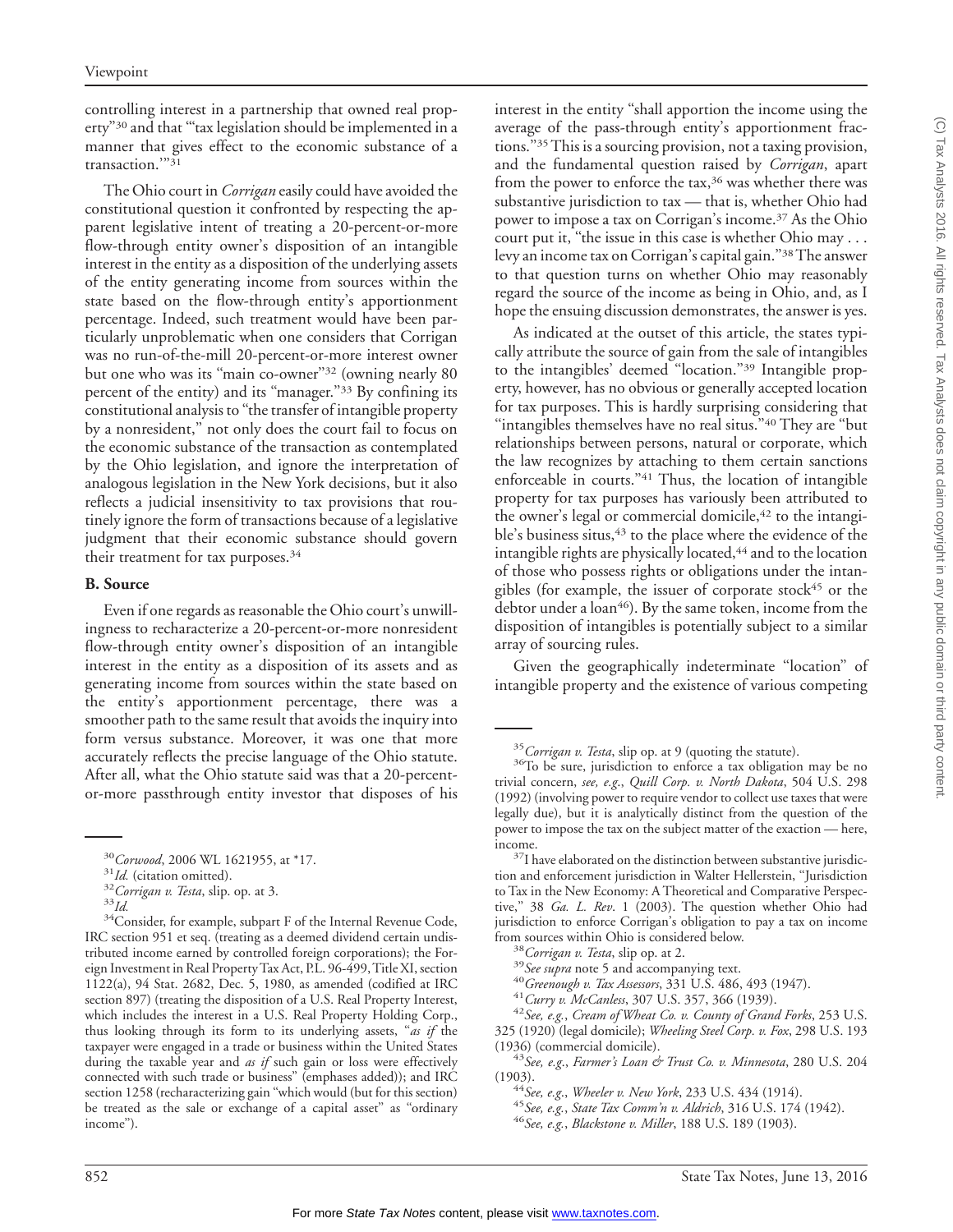controlling interest in a partnership that owned real property"[30] and that "'tax legislation should be implemented in a manner that gives effect to the economic substance of a transaction.'"[31]

The Ohio court in *Corrigan* easily could have avoided the constitutional question it confronted by respecting the apparent legislative intent of treating a 20-percent-or-more flow-through entity owner's disposition of an intangible interest in the entity as a disposition of the underlying assets of the entity generating income from sources within the state based on the flow-through entity's apportionment percentage. Indeed, such treatment would have been particularly unproblematic when one considers that Corrigan was no run-of-the-mill 20-percent-or-more interest owner but one who was its "main co-owner"[32] (owning nearly 80 percent of the entity) and its "manager."[33] By confining its constitutional analysis to "the transfer of intangible property by a nonresident," not only does the court fail to focus on the economic substance of the transaction as contemplated by the Ohio legislation, and ignore the interpretation of analogous legislation in the New York decisions, but it also reflects a judicial insensitivity to tax provisions that routinely ignore the form of transactions because of a legislative judgment that their economic substance should govern their treatment for tax purposes.[34]

**B. Source**

Even if one regards as reasonable the Ohio court's unwillingness to recharacterize a 20-percent-or-more nonresident flow-through entity owner's disposition of an intangible interest in the entity as a disposition of its assets and as generating income from sources within the state based on the entity's apportionment percentage, there was a smoother path to the same result that avoids the inquiry into form versus substance. Moreover, it was one that more accurately reflects the precise language of the Ohio statute. After all, what the Ohio statute said was that a 20-percent-or-more passthrough entity investor that disposes of his interest in the entity "shall apportion the income using the average of the pass-through entity's apportionment fractions."[35] This is a sourcing provision, not a taxing provision, and the fundamental question raised by *Corrigan*, apart from the power to enforce the tax,[36] was whether there was substantive jurisdiction to tax — that is, whether Ohio had power to impose a tax on Corrigan's income.[37] As the Ohio court put it, "the issue in this case is whether Ohio may . . . levy an income tax on Corrigan's capital gain."[38] The answer to that question turns on whether Ohio may reasonably regard the source of the income as being in Ohio, and, as I hope the ensuing discussion demonstrates, the answer is yes.

As indicated at the outset of this article, the states typically attribute the source of gain from the sale of intangibles to the intangibles' deemed "location."[39] Intangible property, however, has no obvious or generally accepted location for tax purposes. This is hardly surprising considering that "intangibles themselves have no real situs."[40] They are "but relationships between persons, natural or corporate, which the law recognizes by attaching to them certain sanctions enforceable in courts."[41] Thus, the location of intangible property for tax purposes has variously been attributed to the owner's legal or commercial domicile,[42] to the intangible's business situs,[43] to the place where the evidence of the intangible rights are physically located,[44] and to the location of those who possess rights or obligations under the intangibles (for example, the issuer of corporate stock[45] or the debtor under a loan[46]). By the same token, income from the disposition of intangibles is potentially subject to a similar array of sourcing rules.

Given the geographically indeterminate "location" of intangible property and the existence of various competing

---

[30] *Corwood*, 2006 WL 1621955, at *17.

[31] *Id.* (citation omitted).

[32] *Corrigan v. Testa*, slip. op. at 3.

[33] *Id.*

[34] Consider, for example, subpart F of the Internal Revenue Code, IRC section 951 et seq. (treating as a deemed dividend certain undistributed income earned by controlled foreign corporations); the Foreign Investment in Real Property Tax Act, P.L. 96-499, Title XI, section 1122(a), 94 Stat. 2682, Dec. 5, 1980, as amended (codified at IRC section 897) (treating the disposition of a U.S. Real Property Interest, which includes the interest in a U.S. Real Property Holding Corp., thus looking through its form to its underlying assets, "*as if* the taxpayer were engaged in a trade or business within the United States during the taxable year and *as if* such gain or loss were effectively connected with such trade or business" (emphases added)); and IRC section 1258 (recharacterizing gain "which would (but for this section) be treated as the sale or exchange of a capital asset" as "ordinary income").

[35] *Corrigan v. Testa*, slip op. at 9 (quoting the statute).

[36] To be sure, jurisdiction to enforce a tax obligation may be no trivial concern, *see, e.g.*, *Quill Corp. v. North Dakota*, 504 U.S. 298 (1992) (involving power to require vendor to collect use taxes that were legally due), but it is analytically distinct from the question of the power to impose the tax on the subject matter of the exaction — here, income.

[37] I have elaborated on the distinction between substantive jurisdiction and enforcement jurisdiction in Walter Hellerstein, "Jurisdiction to Tax in the New Economy: A Theoretical and Comparative Perspective," 38 *Ga. L. Rev*. 1 (2003). The question whether Ohio had jurisdiction to enforce Corrigan's obligation to pay a tax on income from sources within Ohio is considered below.

[38] *Corrigan v. Testa*, slip op. at 2.

[39] *See supra* note 5 and accompanying text.

[40] *Greenough v. Tax Assessors*, 331 U.S. 486, 493 (1947).

[41] *Curry v. McCanless*, 307 U.S. 357, 366 (1939).

[42] *See, e.g.*, *Cream of Wheat Co. v. County of Grand Forks*, 253 U.S. 325 (1920) (legal domicile); *Wheeling Steel Corp. v. Fox*, 298 U.S. 193 (1936) (commercial domicile).

[43] *See, e.g.*, *Farmer's Loan & Trust Co. v. Minnesota*, 280 U.S. 204 (1903).

[44] *See, e.g.*, *Wheeler v. New York*, 233 U.S. 434 (1914).

[45] *See, e.g.*, *State Tax Comm'n v. Aldrich*, 316 U.S. 174 (1942).

[46] *See, e.g.*, *Blackstone v. Miller*, 188 U.S. 189 (1903).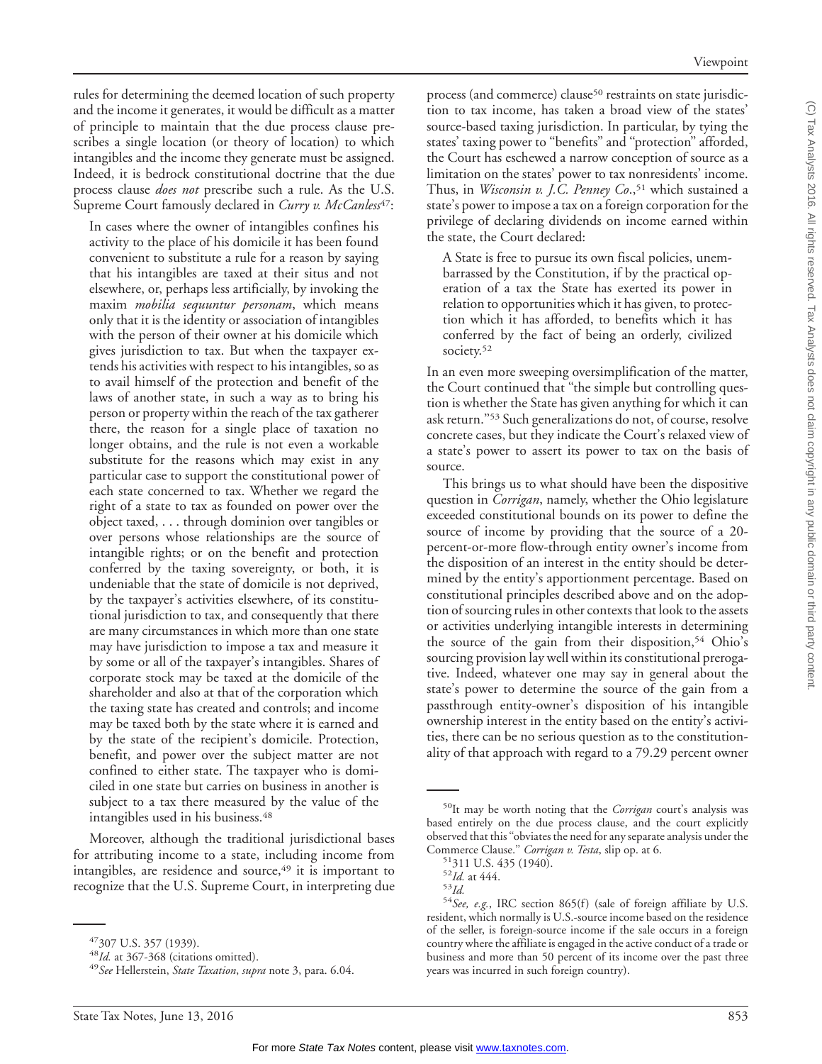rules for determining the deemed location of such property and the income it generates, it would be difficult as a matter of principle to maintain that the due process clause prescribes a single location (or theory of location) to which intangibles and the income they generate must be assigned. Indeed, it is bedrock constitutional doctrine that the due process clause *does not* prescribe such a rule. As the U.S. Supreme Court famously declared in *Curry v. McCanless*[47]:

> In cases where the owner of intangibles confines his activity to the place of his domicile it has been found convenient to substitute a rule for a reason by saying that his intangibles are taxed at their situs and not elsewhere, or, perhaps less artificially, by invoking the maxim *mobilia sequuntur personam*, which means only that it is the identity or association of intangibles with the person of their owner at his domicile which gives jurisdiction to tax. But when the taxpayer extends his activities with respect to his intangibles, so as to avail himself of the protection and benefit of the laws of another state, in such a way as to bring his person or property within the reach of the tax gatherer there, the reason for a single place of taxation no longer obtains, and the rule is not even a workable substitute for the reasons which may exist in any particular case to support the constitutional power of each state concerned to tax. Whether we regard the right of a state to tax as founded on power over the object taxed, . . . through dominion over tangibles or over persons whose relationships are the source of intangible rights; or on the benefit and protection conferred by the taxing sovereignty, or both, it is undeniable that the state of domicile is not deprived, by the taxpayer's activities elsewhere, of its constitutional jurisdiction to tax, and consequently that there are many circumstances in which more than one state may have jurisdiction to impose a tax and measure it by some or all of the taxpayer's intangibles. Shares of corporate stock may be taxed at the domicile of the shareholder and also at that of the corporation which the taxing state has created and controls; and income may be taxed both by the state where it is earned and by the state of the recipient's domicile. Protection, benefit, and power over the subject matter are not confined to either state. The taxpayer who is domiciled in one state but carries on business in another is subject to a tax there measured by the value of the intangibles used in his business.[48]

Moreover, although the traditional jurisdictional bases for attributing income to a state, including income from intangibles, are residence and source,[49] it is important to recognize that the U.S. Supreme Court, in interpreting due process (and commerce) clause[50] restraints on state jurisdiction to tax income, has taken a broad view of the states' source-based taxing jurisdiction. In particular, by tying the states' taxing power to "benefits" and "protection" afforded, the Court has eschewed a narrow conception of source as a limitation on the states' power to tax nonresidents' income. Thus, in *Wisconsin v. J.C. Penney Co.*,[51] which sustained a state's power to impose a tax on a foreign corporation for the privilege of declaring dividends on income earned within the state, the Court declared:

> A State is free to pursue its own fiscal policies, unembarrassed by the Constitution, if by the practical operation of a tax the State has exerted its power in relation to opportunities which it has given, to protection which it has afforded, to benefits which it has conferred by the fact of being an orderly, civilized society.[52]

In an even more sweeping oversimplification of the matter, the Court continued that "the simple but controlling question is whether the State has given anything for which it can ask return."[53] Such generalizations do not, of course, resolve concrete cases, but they indicate the Court's relaxed view of a state's power to assert its power to tax on the basis of source.

This brings us to what should have been the dispositive question in *Corrigan*, namely, whether the Ohio legislature exceeded constitutional bounds on its power to define the source of income by providing that the source of a 20-percent-or-more flow-through entity owner's income from the disposition of an interest in the entity should be determined by the entity's apportionment percentage. Based on constitutional principles described above and on the adoption of sourcing rules in other contexts that look to the assets or activities underlying intangible interests in determining the source of the gain from their disposition,[54] Ohio's sourcing provision lay well within its constitutional prerogative. Indeed, whatever one may say in general about the state's power to determine the source of the gain from a passthrough entity-owner's disposition of his intangible ownership interest in the entity based on the entity's activities, there can be no serious question as to the constitutionality of that approach with regard to a 79.29 percent owner

---

[47] 307 U.S. 357 (1939).

[48] *Id.* at 367-368 (citations omitted).

[49] *See* Hellerstein, *State Taxation*, *supra* note 3, para. 6.04.

[50] It may be worth noting that the *Corrigan* court's analysis was based entirely on the due process clause, and the court explicitly observed that this "obviates the need for any separate analysis under the Commerce Clause." *Corrigan v. Testa*, slip op. at 6.

[51] 311 U.S. 435 (1940).

[52] *Id.* at 444.

[53] *Id.*

[54] *See, e.g.*, IRC section 865(f) (sale of foreign affiliate by U.S. resident, which normally is U.S.-source income based on the residence of the seller, is foreign-source income if the sale occurs in a foreign country where the affiliate is engaged in the active conduct of a trade or business and more than 50 percent of its income over the past three years was incurred in such foreign country).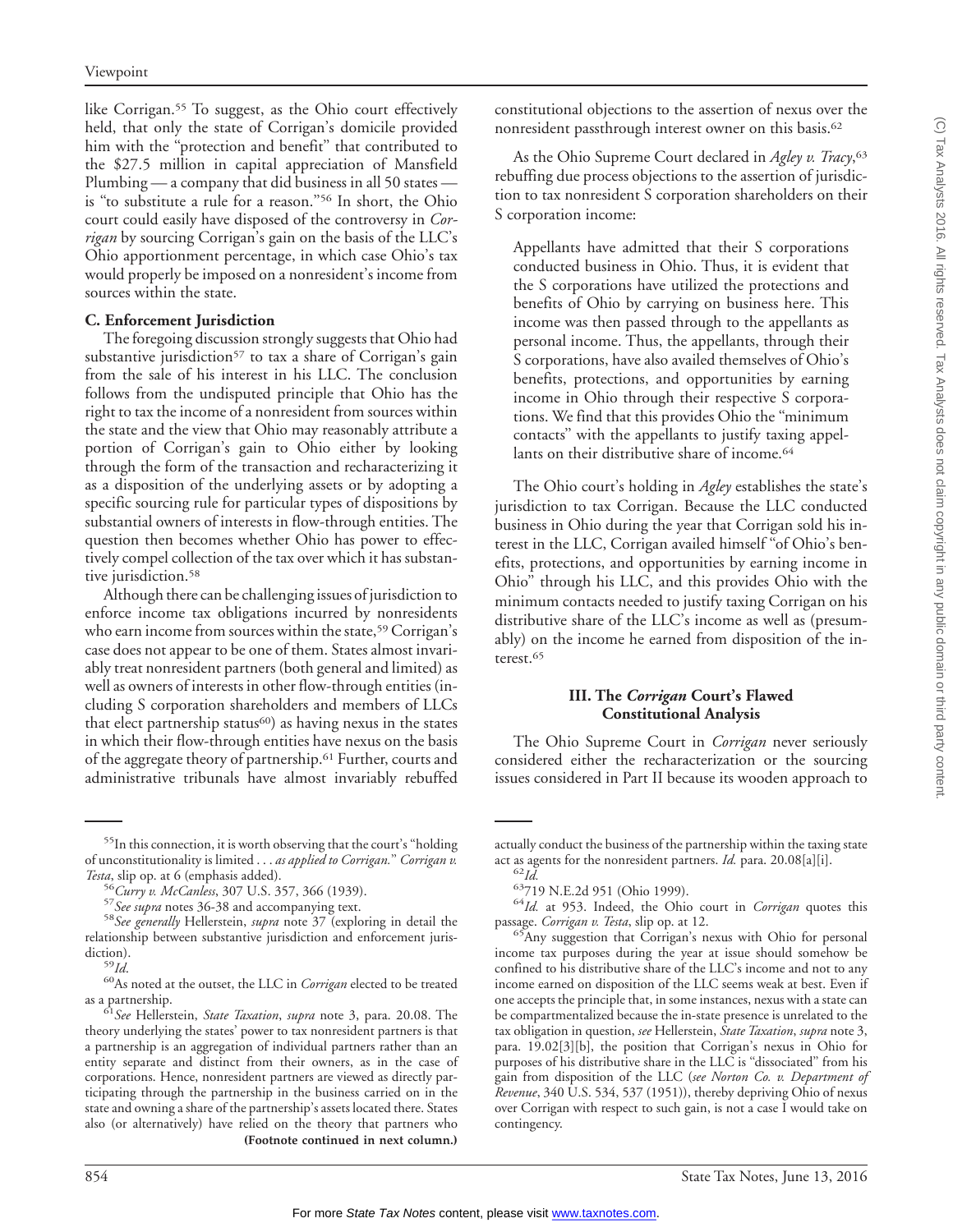like Corrigan.[55] To suggest, as the Ohio court effectively held, that only the state of Corrigan's domicile provided him with the "protection and benefit" that contributed to the $27.5 million in capital appreciation of Mansfield Plumbing — a company that did business in all 50 states — is "to substitute a rule for a reason."[56] In short, the Ohio court could easily have disposed of the controversy in *Corrigan* by sourcing Corrigan's gain on the basis of the LLC's Ohio apportionment percentage, in which case Ohio's tax would properly be imposed on a nonresident's income from sources within the state.

### C. Enforcement Jurisdiction

The foregoing discussion strongly suggests that Ohio had substantive jurisdiction[57] to tax a share of Corrigan's gain from the sale of his interest in his LLC. The conclusion follows from the undisputed principle that Ohio has the right to tax the income of a nonresident from sources within the state and the view that Ohio may reasonably attribute a portion of Corrigan's gain to Ohio either by looking through the form of the transaction and recharacterizing it as a disposition of the underlying assets or by adopting a specific sourcing rule for particular types of dispositions by substantial owners of interests in flow-through entities. The question then becomes whether Ohio has power to effectively compel collection of the tax over which it has substantive jurisdiction.[58]

Although there can be challenging issues of jurisdiction to enforce income tax obligations incurred by nonresidents who earn income from sources within the state,[59] Corrigan's case does not appear to be one of them. States almost invariably treat nonresident partners (both general and limited) as well as owners of interests in other flow-through entities (including S corporation shareholders and members of LLCs that elect partnership status[60]) as having nexus in the states in which their flow-through entities have nexus on the basis of the aggregate theory of partnership.[61] Further, courts and administrative tribunals have almost invariably rebuffed constitutional objections to the assertion of nexus over the nonresident passthrough interest owner on this basis.[62]

As the Ohio Supreme Court declared in *Agley v. Tracy*,[63] rebuffing due process objections to the assertion of jurisdiction to tax nonresident S corporation shareholders on their S corporation income:

> Appellants have admitted that their S corporations conducted business in Ohio. Thus, it is evident that the S corporations have utilized the protections and benefits of Ohio by carrying on business here. This income was then passed through to the appellants as personal income. Thus, the appellants, through their S corporations, have also availed themselves of Ohio's benefits, protections, and opportunities by earning income in Ohio through their respective S corporations. We find that this provides Ohio the "minimum contacts" with the appellants to justify taxing appellants on their distributive share of income.[64]

The Ohio court's holding in *Agley* establishes the state's jurisdiction to tax Corrigan. Because the LLC conducted business in Ohio during the year that Corrigan sold his interest in the LLC, Corrigan availed himself "of Ohio's benefits, protections, and opportunities by earning income in Ohio" through his LLC, and this provides Ohio with the minimum contacts needed to justify taxing Corrigan on his distributive share of the LLC's income as well as (presumably) on the income he earned from disposition of the interest.[65]

## III. The *Corrigan* Court's Flawed Constitutional Analysis

The Ohio Supreme Court in *Corrigan* never seriously considered either the recharacterization or the sourcing issues considered in Part II because its wooden approach to

---

[55] In this connection, it is worth observing that the court's "holding of unconstitutionality is limited . . . *as applied to Corrigan.*" *Corrigan v. Testa*, slip op. at 6 (emphasis added).

[56] *Curry v. McCanless*, 307 U.S. 357, 366 (1939).

[57] *See supra* notes 36-38 and accompanying text.

[58] *See generally* Hellerstein, *supra* note 37 (exploring in detail the relationship between substantive jurisdiction and enforcement jurisdiction).

[59] *Id*.

[60] As noted at the outset, the LLC in *Corrigan* elected to be treated as a partnership.

[61] *See* Hellerstein, *State Taxation*, *supra* note 3, para. 20.08. The theory underlying the states' power to tax nonresident partners is that a partnership is an aggregation of individual partners rather than an entity separate and distinct from their owners, as in the case of corporations. Hence, nonresident partners are viewed as directly participating through the partnership in the business carried on in the state and owning a share of the partnership's assets located there. States also (or alternatively) have relied on the theory that partners who actually conduct the business of the partnership within the taxing state act as agents for the nonresident partners. *Id.* para. 20.08[a][i].

[62] *Id.*

[63] 719 N.E.2d 951 (Ohio 1999).

[64] *Id.* at 953. Indeed, the Ohio court in *Corrigan* quotes this passage. *Corrigan v. Testa*, slip op. at 12.

[65] Any suggestion that Corrigan's nexus with Ohio for personal income tax purposes during the year at issue should somehow be confined to his distributive share of the LLC's income and not to any income earned on disposition of the LLC seems weak at best. Even if one accepts the principle that, in some instances, nexus with a state can be compartmentalized because the in-state presence is unrelated to the tax obligation in question, *see* Hellerstein, *State Taxation*, *supra* note 3, para. 19.02[3][b], the position that Corrigan's nexus in Ohio for purposes of his distributive share in the LLC is "dissociated" from his gain from disposition of the LLC (*see Norton Co. v. Department of Revenue*, 340 U.S. 534, 537 (1951)), thereby depriving Ohio of nexus over Corrigan with respect to such gain, is not a case I would take on contingency.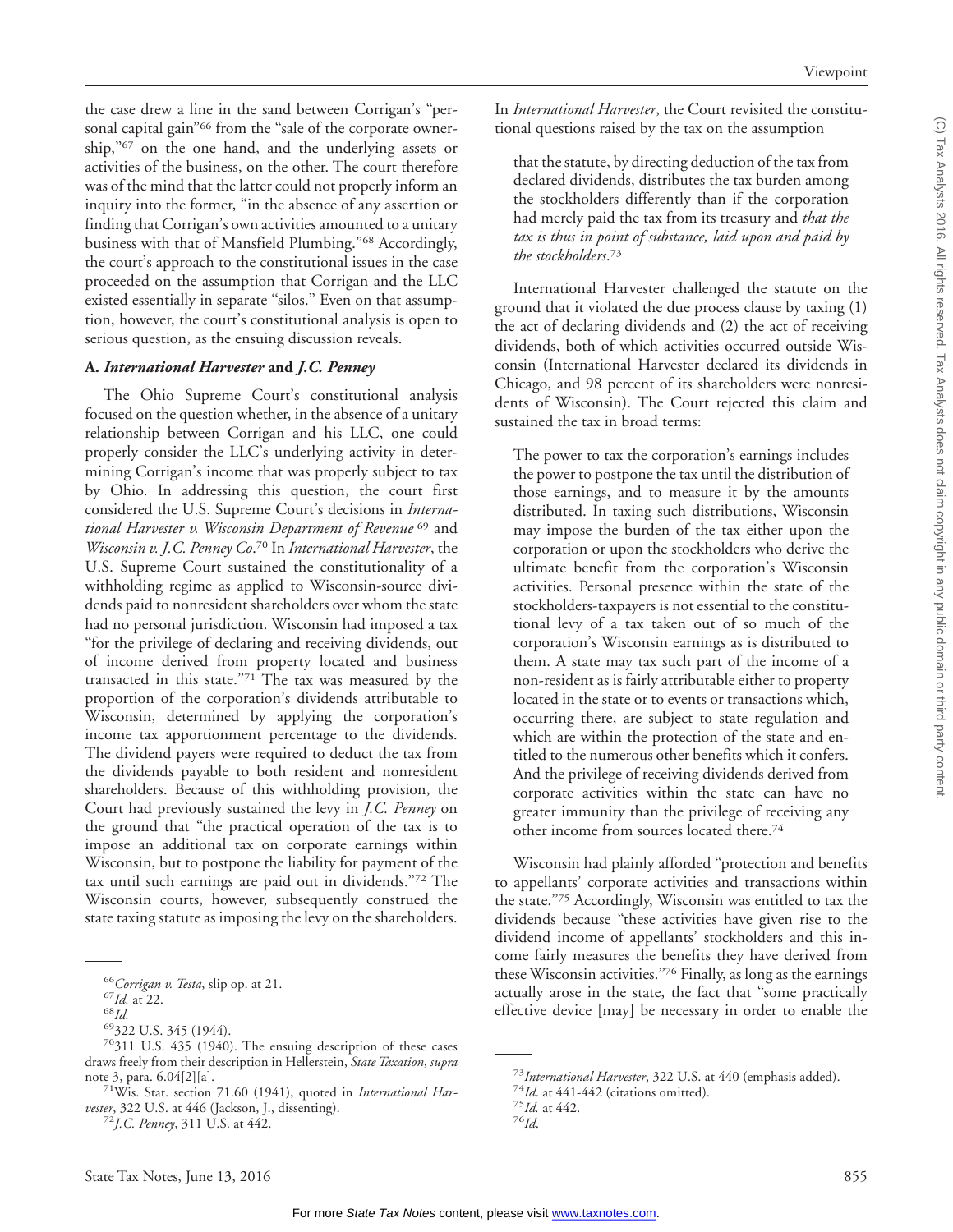the case drew a line in the sand between Corrigan's "personal capital gain"[66] from the "sale of the corporate ownership,"[67] on the one hand, and the underlying assets or activities of the business, on the other. The court therefore was of the mind that the latter could not properly inform an inquiry into the former, "in the absence of any assertion or finding that Corrigan's own activities amounted to a unitary business with that of Mansfield Plumbing."[68] Accordingly, the court's approach to the constitutional issues in the case proceeded on the assumption that Corrigan and the LLC existed essentially in separate "silos." Even on that assumption, however, the court's constitutional analysis is open to serious question, as the ensuing discussion reveals.

### A. *International Harvester* and *J.C. Penney*

The Ohio Supreme Court's constitutional analysis focused on the question whether, in the absence of a unitary relationship between Corrigan and his LLC, one could properly consider the LLC's underlying activity in determining Corrigan's income that was properly subject to tax by Ohio. In addressing this question, the court first considered the U.S. Supreme Court's decisions in *International Harvester v. Wisconsin Department of Revenue*[69] and *Wisconsin v. J.C. Penney Co*.[70] In *International Harvester*, the U.S. Supreme Court sustained the constitutionality of a withholding regime as applied to Wisconsin-source dividends paid to nonresident shareholders over whom the state had no personal jurisdiction. Wisconsin had imposed a tax "for the privilege of declaring and receiving dividends, out of income derived from property located and business transacted in this state."[71] The tax was measured by the proportion of the corporation's dividends attributable to Wisconsin, determined by applying the corporation's income tax apportionment percentage to the dividends. The dividend payers were required to deduct the tax from the dividends payable to both resident and nonresident shareholders. Because of this withholding provision, the Court had previously sustained the levy in *J.C. Penney* on the ground that "the practical operation of the tax is to impose an additional tax on corporate earnings within Wisconsin, but to postpone the liability for payment of the tax until such earnings are paid out in dividends."[72] The Wisconsin courts, however, subsequently construed the state taxing statute as imposing the levy on the shareholders.

In *International Harvester*, the Court revisited the constitutional questions raised by the tax on the assumption

> that the statute, by directing deduction of the tax from declared dividends, distributes the tax burden among the stockholders differently than if the corporation had merely paid the tax from its treasury and *that the tax is thus in point of substance, laid upon and paid by the stockholders*.[73]

International Harvester challenged the statute on the ground that it violated the due process clause by taxing (1) the act of declaring dividends and (2) the act of receiving dividends, both of which activities occurred outside Wisconsin (International Harvester declared its dividends in Chicago, and 98 percent of its shareholders were nonresidents of Wisconsin). The Court rejected this claim and sustained the tax in broad terms:

> The power to tax the corporation's earnings includes the power to postpone the tax until the distribution of those earnings, and to measure it by the amounts distributed. In taxing such distributions, Wisconsin may impose the burden of the tax either upon the corporation or upon the stockholders who derive the ultimate benefit from the corporation's Wisconsin activities. Personal presence within the state of the stockholders-taxpayers is not essential to the constitutional levy of a tax taken out of so much of the corporation's Wisconsin earnings as is distributed to them. A state may tax such part of the income of a non-resident as is fairly attributable either to property located in the state or to events or transactions which, occurring there, are subject to state regulation and which are within the protection of the state and entitled to the numerous other benefits which it confers. And the privilege of receiving dividends derived from corporate activities within the state can have no greater immunity than the privilege of receiving any other income from sources located there.[74]

Wisconsin had plainly afforded "protection and benefits to appellants' corporate activities and transactions within the state."[75] Accordingly, Wisconsin was entitled to tax the dividends because "these activities have given rise to the dividend income of appellants' stockholders and this income fairly measures the benefits they have derived from these Wisconsin activities."[76] Finally, as long as the earnings actually arose in the state, the fact that "some practically effective device [may] be necessary in order to enable the

---

[66] *Corrigan v. Testa*, slip op. at 21.

[67] *Id.* at 22.

[68] *Id.*

[69] 322 U.S. 345 (1944).

[70] 311 U.S. 435 (1940). The ensuing description of these cases draws freely from their description in Hellerstein, *State Taxation*, *supra* note 3, para. 6.04[2][a].

[71] Wis. Stat. section 71.60 (1941), quoted in *International Harvester*, 322 U.S. at 446 (Jackson, J., dissenting).

[72] *J.C. Penney*, 311 U.S. at 442.

[73] *International Harvester*, 322 U.S. at 440 (emphasis added).

[74] *Id.* at 441-442 (citations omitted).

[75] *Id.* at 442.

[76] *Id.*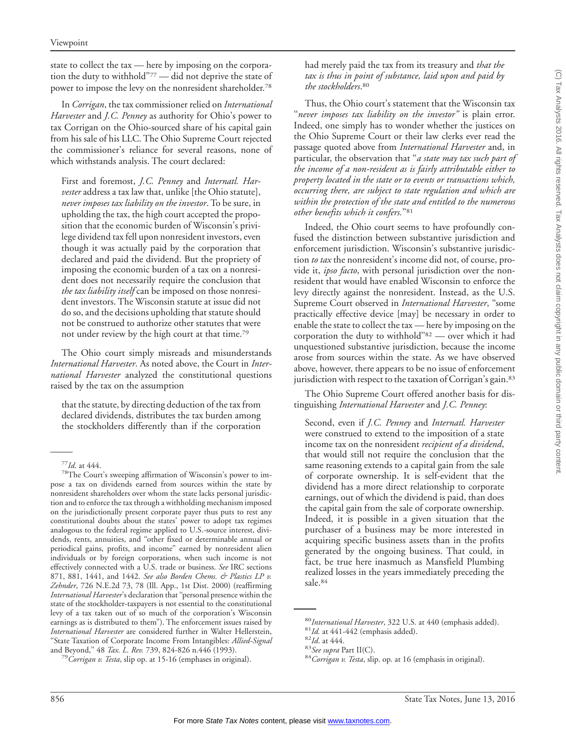state to collect the tax — here by imposing on the corporation the duty to withhold"[77] — did not deprive the state of power to impose the levy on the nonresident shareholder.[78]

In *Corrigan*, the tax commissioner relied on *International Harvester* and *J.C. Penney* as authority for Ohio's power to tax Corrigan on the Ohio-sourced share of his capital gain from his sale of his LLC. The Ohio Supreme Court rejected the commissioner's reliance for several reasons, none of which withstands analysis. The court declared:

> First and foremost, *J.C. Penney* and *Internatl. Harvester* address a tax law that, unlike [the Ohio statute], *never imposes tax liability on the investor*. To be sure, in upholding the tax, the high court accepted the proposition that the economic burden of Wisconsin's privilege dividend tax fell upon nonresident investors, even though it was actually paid by the corporation that declared and paid the dividend. But the propriety of imposing the economic burden of a tax on a nonresident does not necessarily require the conclusion that *the tax liability itself* can be imposed on those nonresident investors. The Wisconsin statute at issue did not do so, and the decisions upholding that statute should not be construed to authorize other statutes that were not under review by the high court at that time.[79]

The Ohio court simply misreads and misunderstands *International Harvester*. As noted above, the Court in *International Harvester* analyzed the constitutional questions raised by the tax on the assumption

> that the statute, by directing deduction of the tax from declared dividends, distributes the tax burden among the stockholders differently than if the corporation had merely paid the tax from its treasury and *that the tax is thus in point of substance, laid upon and paid by the stockholders*.[80]

Thus, the Ohio court's statement that the Wisconsin tax "*never imposes tax liability on the investor*" is plain error. Indeed, one simply has to wonder whether the justices on the Ohio Supreme Court or their law clerks ever read the passage quoted above from *International Harvester* and, in particular, the observation that "*a state may tax such part of the income of a non-resident as is fairly attributable either to property located in the state or to events or transactions which, occurring there, are subject to state regulation and which are within the protection of the state and entitled to the numerous other benefits which it confers.*"[81]

Indeed, the Ohio court seems to have profoundly confused the distinction between substantive jurisdiction and enforcement jurisdiction. Wisconsin's substantive jurisdiction *to tax* the nonresident's income did not, of course, provide it, *ipso facto*, with personal jurisdiction over the nonresident that would have enabled Wisconsin to enforce the levy directly against the nonresident. Instead, as the U.S. Supreme Court observed in *International Harvester*, "some practically effective device [may] be necessary in order to enable the state to collect the tax — here by imposing on the corporation the duty to withhold"[82] — over which it had unquestioned substantive jurisdiction, because the income arose from sources within the state. As we have observed above, however, there appears to be no issue of enforcement jurisdiction with respect to the taxation of Corrigan's gain.[83]

The Ohio Supreme Court offered another basis for distinguishing *International Harvester* and *J.C. Penney*:

> Second, even if *J.C. Penney* and *Internatl. Harvester* were construed to extend to the imposition of a state income tax on the nonresident *recipient of a dividend*, that would still not require the conclusion that the same reasoning extends to a capital gain from the sale of corporate ownership. It is self-evident that the dividend has a more direct relationship to corporate earnings, out of which the dividend is paid, than does the capital gain from the sale of corporate ownership. Indeed, it is possible in a given situation that the purchaser of a business may be more interested in acquiring specific business assets than in the profits generated by the ongoing business. That could, in fact, be true here inasmuch as Mansfield Plumbing realized losses in the years immediately preceding the sale.[84]

---

[77]*Id*. at 444.

[78]The Court's sweeping affirmation of Wisconsin's power to impose a tax on dividends earned from sources within the state by nonresident shareholders over whom the state lacks personal jurisdiction and to enforce the tax through a withholding mechanism imposed on the jurisdictionally present corporate payer thus puts to rest any constitutional doubts about the states' power to adopt tax regimes analogous to the federal regime applied to U.S.-source interest, dividends, rents, annuities, and "other fixed or determinable annual or periodical gains, profits, and income" earned by nonresident alien individuals or by foreign corporations, when such income is not effectively connected with a U.S. trade or business. *See* IRC sections 871, 881, 1441, and 1442. *See also Borden Chems. & Plastics LP v. Zehnder*, 726 N.E.2d 73, 78 (Ill. App., 1st Dist. 2000) (reaffirming *International Harvester*'s declaration that "personal presence within the state of the stockholder-taxpayers is not essential to the constitutional levy of a tax taken out of so much of the corporation's Wisconsin earnings as is distributed to them"). The enforcement issues raised by *International Harvester* are considered further in Walter Hellerstein, "State Taxation of Corporate Income From Intangibles: *Allied-Signal* and Beyond," 48 *Tax. L. Rev.* 739, 824-826 n.446 (1993).

[79]*Corrigan v. Testa*, slip op. at 15-16 (emphases in original).

[80]*International Harvester*, 322 U.S. at 440 (emphasis added).

[81]*Id.* at 441-442 (emphasis added).

[82]*Id.* at 444.

[83]*See supra* Part II(C).

[84]*Corrigan v. Testa*, slip. op. at 16 (emphasis in original).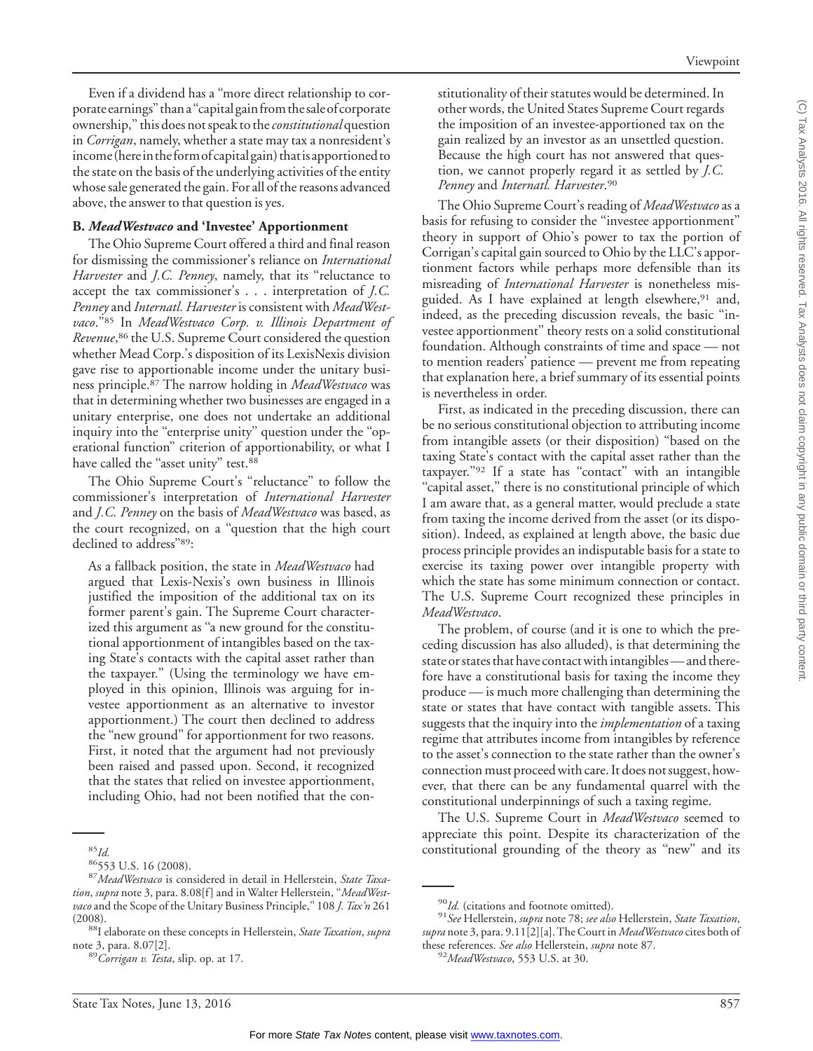Even if a dividend has a "more direct relationship to corporate earnings" than a "capital gain from the sale of corporate ownership," this does not speak to the *constitutional* question in *Corrigan*, namely, whether a state may tax a nonresident's income (here in the form of capital gain) that is apportioned to the state on the basis of the underlying activities of the entity whose sale generated the gain. For all of the reasons advanced above, the answer to that question is yes.

### B. *MeadWestvaco* and 'Investee' Apportionment

The Ohio Supreme Court offered a third and final reason for dismissing the commissioner's reliance on *International Harvester* and *J.C. Penney*, namely, that its "reluctance to accept the tax commissioner's . . . interpretation of *J.C. Penney* and *Internatl. Harvester* is consistent with *MeadWestvaco*."[85] In *MeadWestvaco Corp. v. Illinois Department of Revenue*,[86] the U.S. Supreme Court considered the question whether Mead Corp.'s disposition of its LexisNexis division gave rise to apportionable income under the unitary business principle.[87] The narrow holding in *MeadWestvaco* was that in determining whether two businesses are engaged in a unitary enterprise, one does not undertake an additional inquiry into the "enterprise unity" question under the "operational function" criterion of apportionability, or what I have called the "asset unity" test.[88]

The Ohio Supreme Court's "reluctance" to follow the commissioner's interpretation of *International Harvester* and *J.C. Penney* on the basis of *MeadWestvaco* was based, as the court recognized, on a "question that the high court declined to address"[89]:

> As a fallback position, the state in *MeadWestvaco* had argued that Lexis-Nexis's own business in Illinois justified the imposition of the additional tax on its former parent's gain. The Supreme Court characterized this argument as "a new ground for the constitutional apportionment of intangibles based on the taxing State's contacts with the capital asset rather than the taxpayer." (Using the terminology we have employed in this opinion, Illinois was arguing for investee apportionment as an alternative to investor apportionment.) The court then declined to address the "new ground" for apportionment for two reasons. First, it noted that the argument had not previously been raised and passed upon. Second, it recognized that the states that relied on investee apportionment, including Ohio, had not been notified that the constitutionality of their statutes would be determined. In other words, the United States Supreme Court regards the imposition of an investee-apportioned tax on the gain realized by an investor as an unsettled question. Because the high court has not answered that question, we cannot properly regard it as settled by *J.C. Penney* and *Internatl. Harvester*.[90]

The Ohio Supreme Court's reading of *MeadWestvaco* as a basis for refusing to consider the "investee apportionment" theory in support of Ohio's power to tax the portion of Corrigan's capital gain sourced to Ohio by the LLC's apportionment factors while perhaps more defensible than its misreading of *International Harvester* is nonetheless misguided. As I have explained at length elsewhere,[91] and, indeed, as the preceding discussion reveals, the basic "investee apportionment" theory rests on a solid constitutional foundation. Although constraints of time and space — not to mention readers' patience — prevent me from repeating that explanation here, a brief summary of its essential points is nevertheless in order.

First, as indicated in the preceding discussion, there can be no serious constitutional objection to attributing income from intangible assets (or their disposition) "based on the taxing State's contact with the capital asset rather than the taxpayer."[92] If a state has "contact" with an intangible "capital asset," there is no constitutional principle of which I am aware that, as a general matter, would preclude a state from taxing the income derived from the asset (or its disposition). Indeed, as explained at length above, the basic due process principle provides an indisputable basis for a state to exercise its taxing power over intangible property with which the state has some minimum connection or contact. The U.S. Supreme Court recognized these principles in *MeadWestvaco*.

The problem, of course (and it is one to which the preceding discussion has also alluded), is that determining the state or states that have contact with intangibles — and therefore have a constitutional basis for taxing the income they produce — is much more challenging than determining the state or states that have contact with tangible assets. This suggests that the inquiry into the *implementation* of a taxing regime that attributes income from intangibles by reference to the asset's connection to the state rather than the owner's connection must proceed with care. It does not suggest, however, that there can be any fundamental quarrel with the constitutional underpinnings of such a taxing regime.

The U.S. Supreme Court in *MeadWestvaco* seemed to appreciate this point. Despite its characterization of the constitutional grounding of the theory as "new" and its

---

[85] *Id.*

[86] 553 U.S. 16 (2008).

[87] *MeadWestvaco* is considered in detail in Hellerstein, *State Taxation*, *supra* note 3, para. 8.08[f] and in Walter Hellerstein, "*MeadWestvaco* and the Scope of the Unitary Business Principle," 108 *J. Tax'n* 261 (2008).

[88] I elaborate on these concepts in Hellerstein, *State Taxation*, *supra* note 3, para. 8.07[2].

[89] *Corrigan v. Testa*, slip. op. at 17.

[90] *Id.* (citations and footnote omitted).

[91] *See* Hellerstein, *supra* note 78; *see also* Hellerstein, *State Taxation*, *supra* note 3, para. 9.11[2][a]. The Court in *MeadWestvaco* cites both of these references. *See also* Hellerstein, *supra* note 87.

[92] *MeadWestvaco*, 553 U.S. at 30.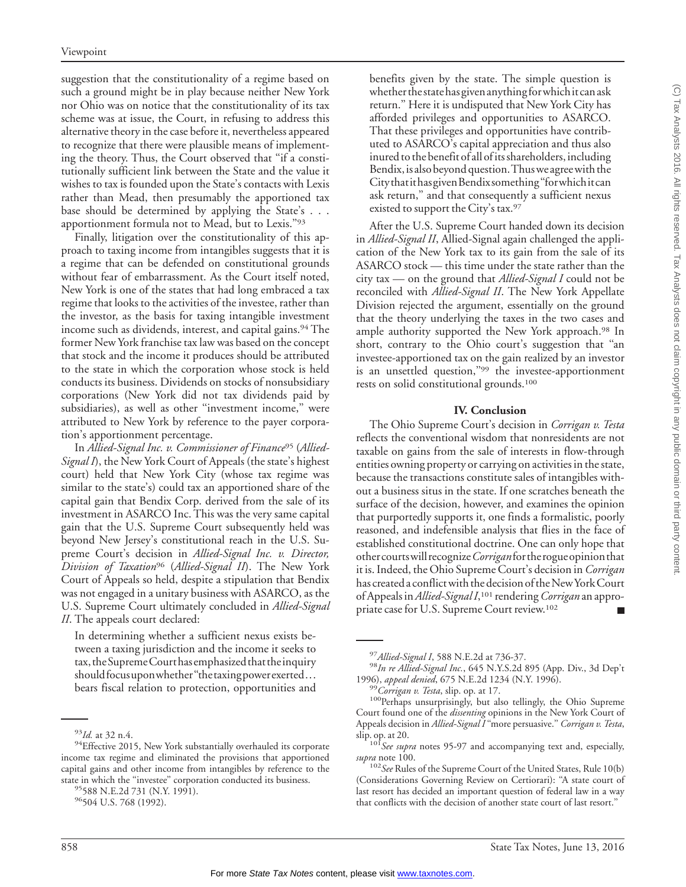suggestion that the constitutionality of a regime based on such a ground might be in play because neither New York nor Ohio was on notice that the constitutionality of its tax scheme was at issue, the Court, in refusing to address this alternative theory in the case before it, nevertheless appeared to recognize that there were plausible means of implementing the theory. Thus, the Court observed that "if a constitutionally sufficient link between the State and the value it wishes to tax is founded upon the State's contacts with Lexis rather than Mead, then presumably the apportioned tax base should be determined by applying the State's . . . apportionment formula not to Mead, but to Lexis."[93]

Finally, litigation over the constitutionality of this approach to taxing income from intangibles suggests that it is a regime that can be defended on constitutional grounds without fear of embarrassment. As the Court itself noted, New York is one of the states that had long embraced a tax regime that looks to the activities of the investee, rather than the investor, as the basis for taxing intangible investment income such as dividends, interest, and capital gains.[94] The former New York franchise tax law was based on the concept that stock and the income it produces should be attributed to the state in which the corporation whose stock is held conducts its business. Dividends on stocks of nonsubsidiary corporations (New York did not tax dividends paid by subsidiaries), as well as other "investment income," were attributed to New York by reference to the payer corporation's apportionment percentage.

In *Allied-Signal Inc. v. Commissioner of Finance*[95] (*Allied-Signal I*), the New York Court of Appeals (the state's highest court) held that New York City (whose tax regime was similar to the state's) could tax an apportioned share of the capital gain that Bendix Corp. derived from the sale of its investment in ASARCO Inc. This was the very same capital gain that the U.S. Supreme Court subsequently held was beyond New Jersey's constitutional reach in the U.S. Supreme Court's decision in *Allied-Signal Inc. v. Director, Division of Taxation*[96] (*Allied-Signal II*). The New York Court of Appeals so held, despite a stipulation that Bendix was not engaged in a unitary business with ASARCO, as the U.S. Supreme Court ultimately concluded in *Allied-Signal II*. The appeals court declared:

> In determining whether a sufficient nexus exists between a taxing jurisdiction and the income it seeks to tax, the Supreme Court has emphasized that the inquiry should focus upon whether "the taxing power exerted… bears fiscal relation to protection, opportunities and benefits given by the state. The simple question is whether the state has given anything for which it can ask return." Here it is undisputed that New York City has afforded privileges and opportunities to ASARCO. That these privileges and opportunities have contributed to ASARCO's capital appreciation and thus also inured to the benefit of all of its shareholders, including Bendix, is also beyond question. Thus we agree with the City that it has given Bendix something "for which it can ask return," and that consequently a sufficient nexus existed to support the City's tax.[97]

After the U.S. Supreme Court handed down its decision in *Allied-Signal II*, Allied-Signal again challenged the application of the New York tax to its gain from the sale of its ASARCO stock — this time under the state rather than the city tax — on the ground that *Allied-Signal I* could not be reconciled with *Allied-Signal II*. The New York Appellate Division rejected the argument, essentially on the ground that the theory underlying the taxes in the two cases and ample authority supported the New York approach.[98] In short, contrary to the Ohio court's suggestion that "an investee-apportioned tax on the gain realized by an investor is an unsettled question,"[99] the investee-apportionment rests on solid constitutional grounds.[100]

## IV. Conclusion

The Ohio Supreme Court's decision in *Corrigan v. Testa* reflects the conventional wisdom that nonresidents are not taxable on gains from the sale of interests in flow-through entities owning property or carrying on activities in the state, because the transactions constitute sales of intangibles without a business situs in the state. If one scratches beneath the surface of the decision, however, and examines the opinion that purportedly supports it, one finds a formalistic, poorly reasoned, and indefensible analysis that flies in the face of established constitutional doctrine. One can only hope that other courts will recognize *Corrigan* for the rogue opinion that it is. Indeed, the Ohio Supreme Court's decision in *Corrigan* has created a conflict with the decision of the New York Court of Appeals in *Allied-Signal I*,[101] rendering *Corrigan* an appropriate case for U.S. Supreme Court review.[102] ■

---

[93] *Id.* at 32 n.4.

[94] Effective 2015, New York substantially overhauled its corporate income tax regime and eliminated the provisions that apportioned capital gains and other income from intangibles by reference to the state in which the "investee" corporation conducted its business.

[95] 588 N.E.2d 731 (N.Y. 1991).

[96] 504 U.S. 768 (1992).

[97] *Allied-Signal I*, 588 N.E.2d at 736-37.

[98] *In re Allied-Signal Inc.*, 645 N.Y.S.2d 895 (App. Div., 3d Dep't 1996), *appeal denied*, 675 N.E.2d 1234 (N.Y. 1996).

[99] *Corrigan v. Testa*, slip. op. at 17.

[100] Perhaps unsurprisingly, but also tellingly, the Ohio Supreme Court found one of the *dissenting* opinions in the New York Court of Appeals decision in *Allied-Signal I* "more persuasive." *Corrigan v. Testa*, slip. op. at 20.

[101] *See supra* notes 95-97 and accompanying text and, especially, *supra* note 100.

[102] *See* Rules of the Supreme Court of the United States, Rule 10(b) (Considerations Governing Review on Certiorari): "A state court of last resort has decided an important question of federal law in a way that conflicts with the decision of another state court of last resort."